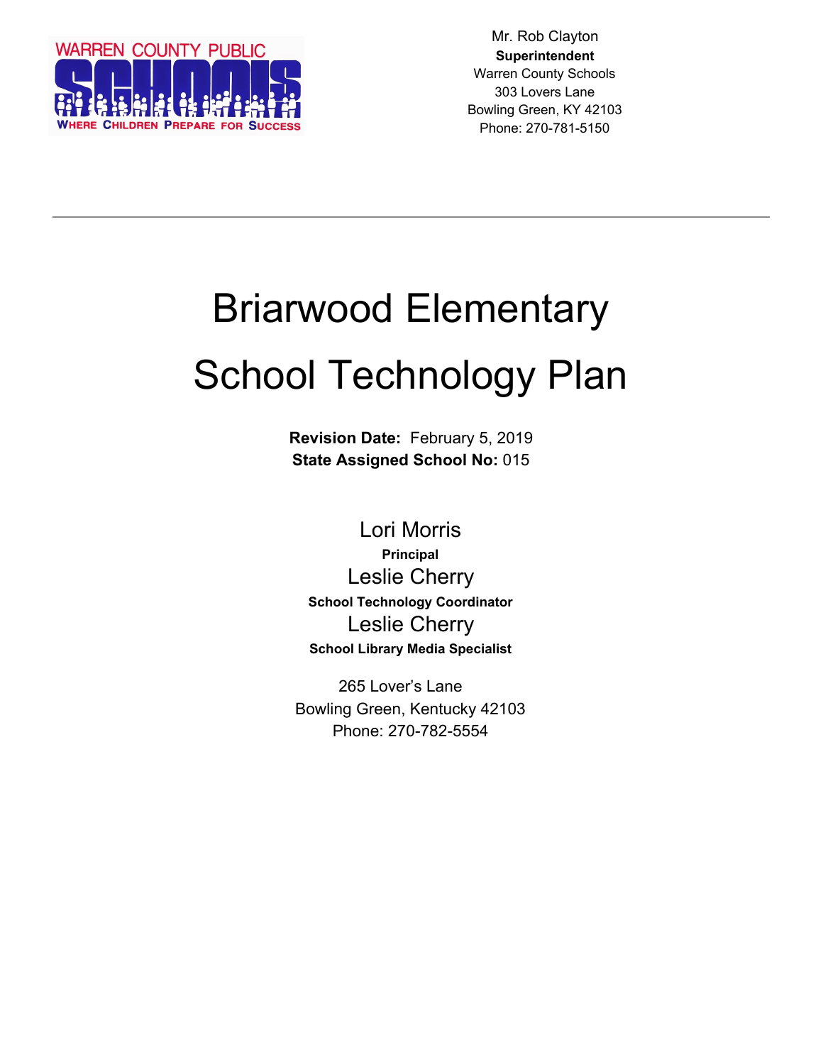WARREN COUNTY PUBLIC SCHOOLS
WHERE CHILDREN PREPARE FOR SUCCESS

Mr. Rob Clayton
**Superintendent**
Warren County Schools
303 Lovers Lane
Bowling Green, KY 42103
Phone: 270-781-5150

---

# Briarwood Elementary
# School Technology Plan

**Revision Date:** February 5, 2019
**State Assigned School No:** 015

Lori Morris
**Principal**
Leslie Cherry
**School Technology Coordinator**
Leslie Cherry
**School Library Media Specialist**

265 Lover's Lane
Bowling Green, Kentucky 42103
Phone: 270-782-5554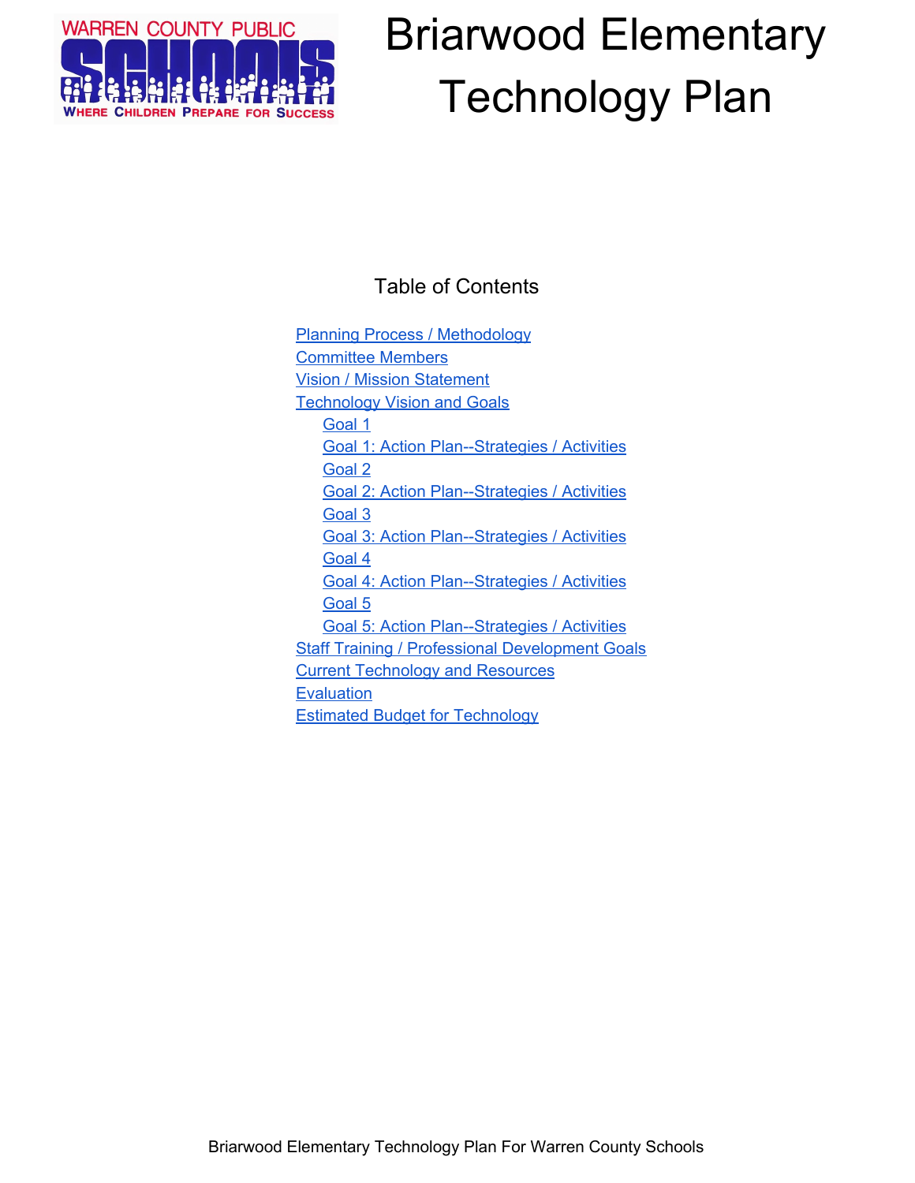# Briarwood Elementary Technology Plan

## Table of Contents

- Planning Process / Methodology
- Committee Members
- Vision / Mission Statement
- Technology Vision and Goals
  - Goal 1
  - Goal 1: Action Plan--Strategies / Activities
  - Goal 2
  - Goal 2: Action Plan--Strategies / Activities
  - Goal 3
  - Goal 3: Action Plan--Strategies / Activities
  - Goal 4
  - Goal 4: Action Plan--Strategies / Activities
  - Goal 5
  - Goal 5: Action Plan--Strategies / Activities
- Staff Training / Professional Development Goals
- Current Technology and Resources
- Evaluation
- Estimated Budget for Technology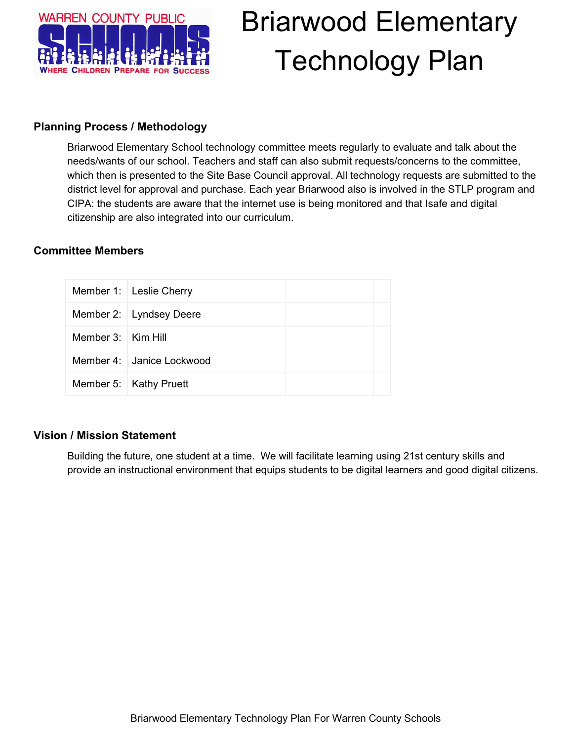# Briarwood Elementary Technology Plan

### Planning Process / Methodology

Briarwood Elementary School technology committee meets regularly to evaluate and talk about the needs/wants of our school. Teachers and staff can also submit requests/concerns to the committee, which then is presented to the Site Base Council approval. All technology requests are submitted to the district level for approval and purchase. Each year Briarwood also is involved in the STLP program and CIPA: the students are aware that the internet use is being monitored and that Isafe and digital citizenship are also integrated into our curriculum.

### Committee Members

| | | | |
|---|---|---|---|
| Member 1: | Leslie Cherry | | |
| Member 2: | Lyndsey Deere | | |
| Member 3: | Kim Hill | | |
| Member 4: | Janice Lockwood | | |
| Member 5: | Kathy Pruett | | |

### Vision / Mission Statement

Building the future, one student at a time. We will facilitate learning using 21st century skills and provide an instructional environment that equips students to be digital learners and good digital citizens.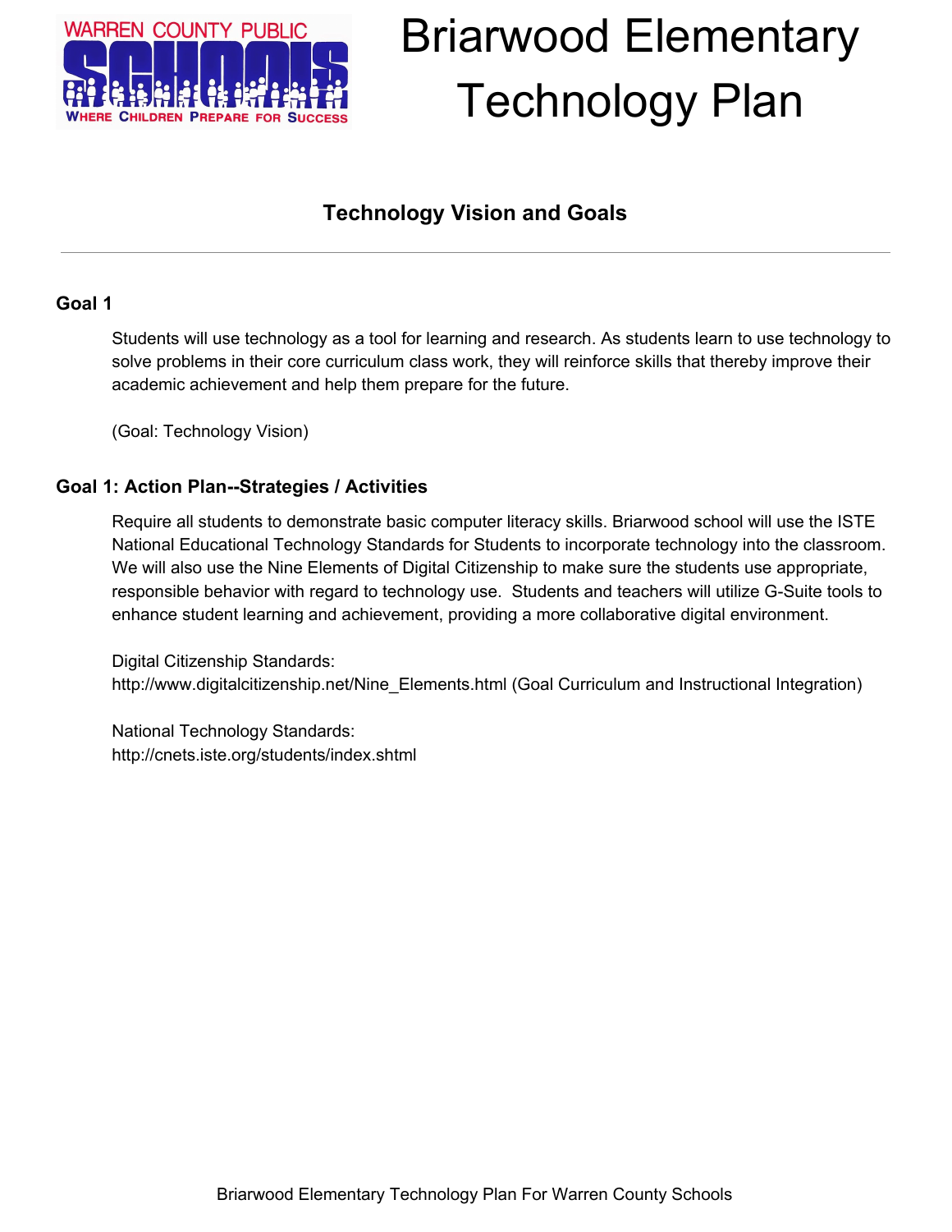# Briarwood Elementary Technology Plan

## Technology Vision and Goals

---

### Goal 1

Students will use technology as a tool for learning and research. As students learn to use technology to solve problems in their core curriculum class work, they will reinforce skills that thereby improve their academic achievement and help them prepare for the future.

(Goal: Technology Vision)

### Goal 1: Action Plan--Strategies / Activities

Require all students to demonstrate basic computer literacy skills. Briarwood school will use the ISTE National Educational Technology Standards for Students to incorporate technology into the classroom. We will also use the Nine Elements of Digital Citizenship to make sure the students use appropriate, responsible behavior with regard to technology use. Students and teachers will utilize G-Suite tools to enhance student learning and achievement, providing a more collaborative digital environment.

Digital Citizenship Standards:
http://www.digitalcitizenship.net/Nine_Elements.html (Goal Curriculum and Instructional Integration)

National Technology Standards:
http://cnets.iste.org/students/index.shtml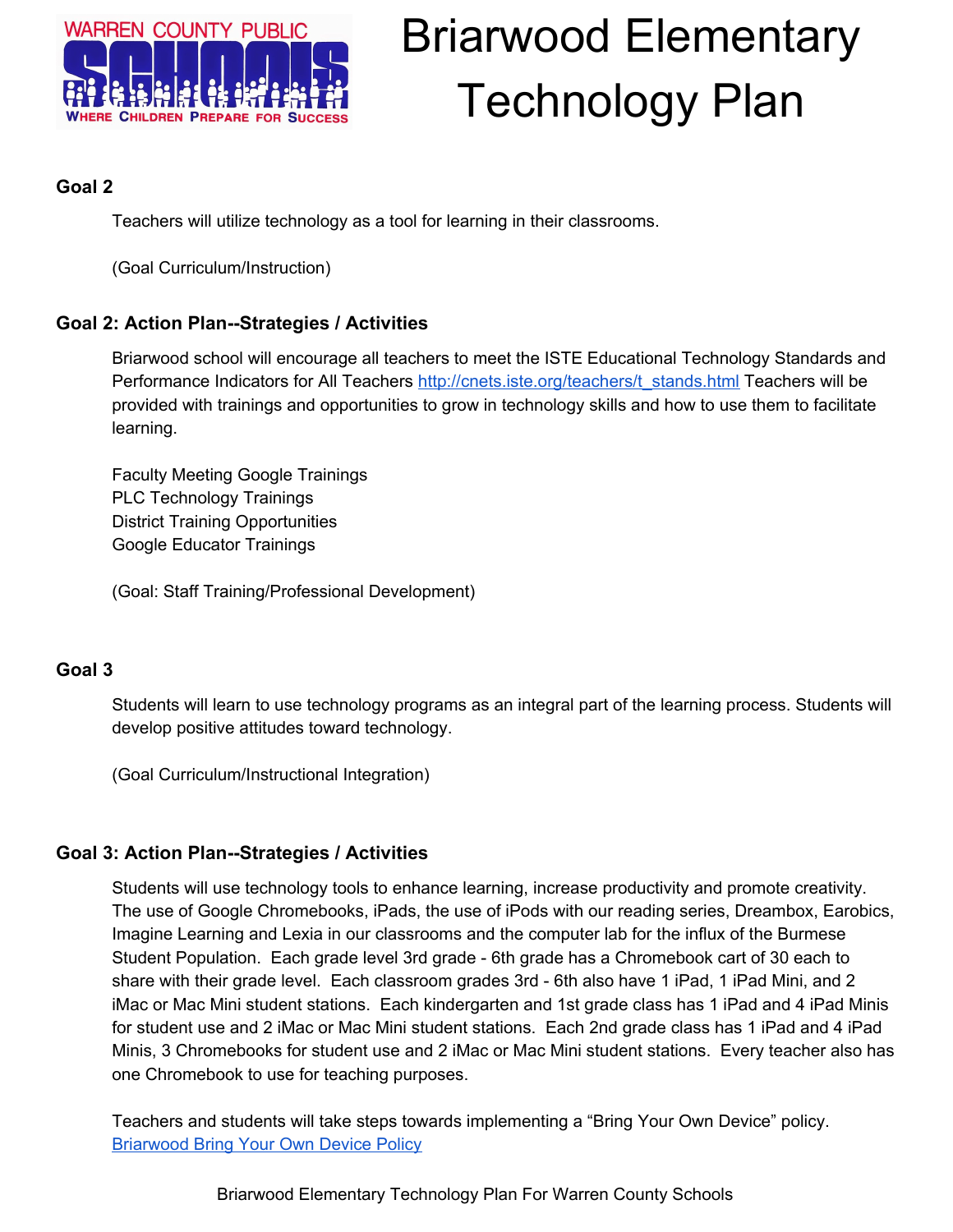## Goal 2

Teachers will utilize technology as a tool for learning in their classrooms.

(Goal Curriculum/Instruction)

## Goal 2: Action Plan--Strategies / Activities

Briarwood school will encourage all teachers to meet the ISTE Educational Technology Standards and Performance Indicators for All Teachers http://cnets.iste.org/teachers/t_stands.html Teachers will be provided with trainings and opportunities to grow in technology skills and how to use them to facilitate learning.

Faculty Meeting Google Trainings
PLC Technology Trainings
District Training Opportunities
Google Educator Trainings

(Goal: Staff Training/Professional Development)

## Goal 3

Students will learn to use technology programs as an integral part of the learning process. Students will develop positive attitudes toward technology.

(Goal Curriculum/Instructional Integration)

## Goal 3: Action Plan--Strategies / Activities

Students will use technology tools to enhance learning, increase productivity and promote creativity. The use of Google Chromebooks, iPads, the use of iPods with our reading series, Dreambox, Earobics, Imagine Learning and Lexia in our classrooms and the computer lab for the influx of the Burmese Student Population. Each grade level 3rd grade - 6th grade has a Chromebook cart of 30 each to share with their grade level. Each classroom grades 3rd - 6th also have 1 iPad, 1 iPad Mini, and 2 iMac or Mac Mini student stations. Each kindergarten and 1st grade class has 1 iPad and 4 iPad Minis for student use and 2 iMac or Mac Mini student stations. Each 2nd grade class has 1 iPad and 4 iPad Minis, 3 Chromebooks for student use and 2 iMac or Mac Mini student stations. Every teacher also has one Chromebook to use for teaching purposes.

Teachers and students will take steps towards implementing a "Bring Your Own Device" policy. Briarwood Bring Your Own Device Policy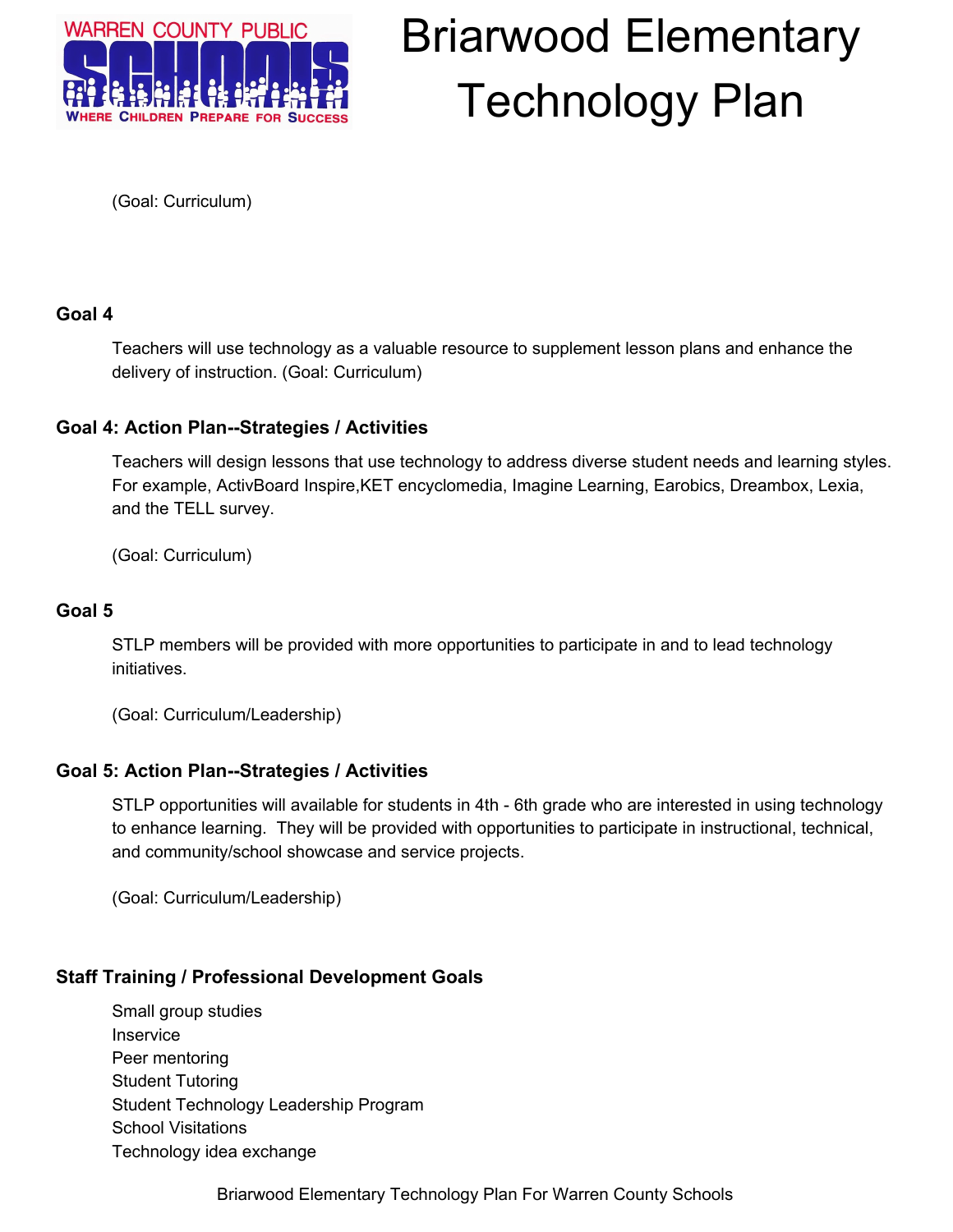(Goal: Curriculum)

### Goal 4

Teachers will use technology as a valuable resource to supplement lesson plans and enhance the delivery of instruction. (Goal: Curriculum)

### Goal 4: Action Plan--Strategies / Activities

Teachers will design lessons that use technology to address diverse student needs and learning styles. For example, ActivBoard Inspire,KET encyclomedia, Imagine Learning, Earobics, Dreambox, Lexia, and the TELL survey.

(Goal: Curriculum)

### Goal 5

STLP members will be provided with more opportunities to participate in and to lead technology initiatives.

(Goal: Curriculum/Leadership)

### Goal 5: Action Plan--Strategies / Activities

STLP opportunities will available for students in 4th - 6th grade who are interested in using technology to enhance learning. They will be provided with opportunities to participate in instructional, technical, and community/school showcase and service projects.

(Goal: Curriculum/Leadership)

### Staff Training / Professional Development Goals

Small group studies
Inservice
Peer mentoring
Student Tutoring
Student Technology Leadership Program
School Visitations
Technology idea exchange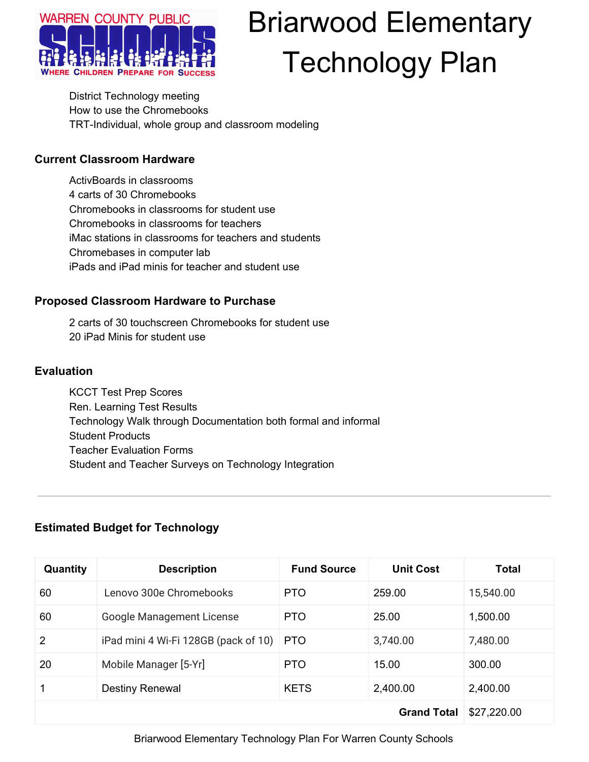# Briarwood Elementary Technology Plan

District Technology meeting
How to use the Chromebooks
TRT-Individual, whole group and classroom modeling

### Current Classroom Hardware

ActivBoards in classrooms
4 carts of 30 Chromebooks
Chromebooks in classrooms for student use
Chromebooks in classrooms for teachers
iMac stations in classrooms for teachers and students
Chromebases in computer lab
iPads and iPad minis for teacher and student use

### Proposed Classroom Hardware to Purchase

2 carts of 30 touchscreen Chromebooks for student use
20 iPad Minis for student use

### Evaluation

KCCT Test Prep Scores
Ren. Learning Test Results
Technology Walk through Documentation both formal and informal
Student Products
Teacher Evaluation Forms
Student and Teacher Surveys on Technology Integration

---

### Estimated Budget for Technology

| Quantity | Description | Fund Source | Unit Cost | Total |
|---|---|---|---|---|
| 60 | Lenovo 300e Chromebooks | PTO | 259.00 | 15,540.00 |
| 60 | Google Management License | PTO | 25.00 | 1,500.00 |
| 2 | iPad mini 4 Wi-Fi 128GB (pack of 10) | PTO | 3,740.00 | 7,480.00 |
| 20 | Mobile Manager [5-Yr] | PTO | 15.00 | 300.00 |
| 1 | Destiny Renewal | KETS | 2,400.00 | 2,400.00 |
| | | | **Grand Total** | $27,220.00 |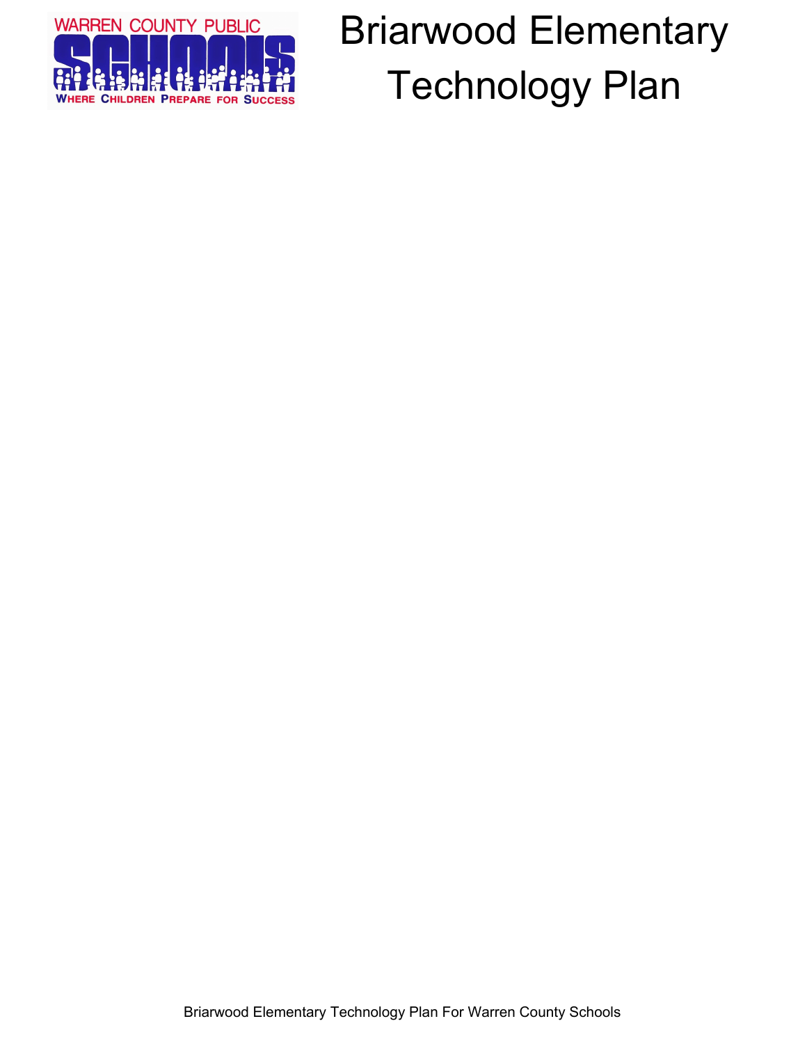# Briarwood Elementary Technology Plan

WARREN COUNTY PUBLIC SCHOOLS

WHERE CHILDREN PREPARE FOR SUCCESS

Briarwood Elementary Technology Plan For Warren County Schools